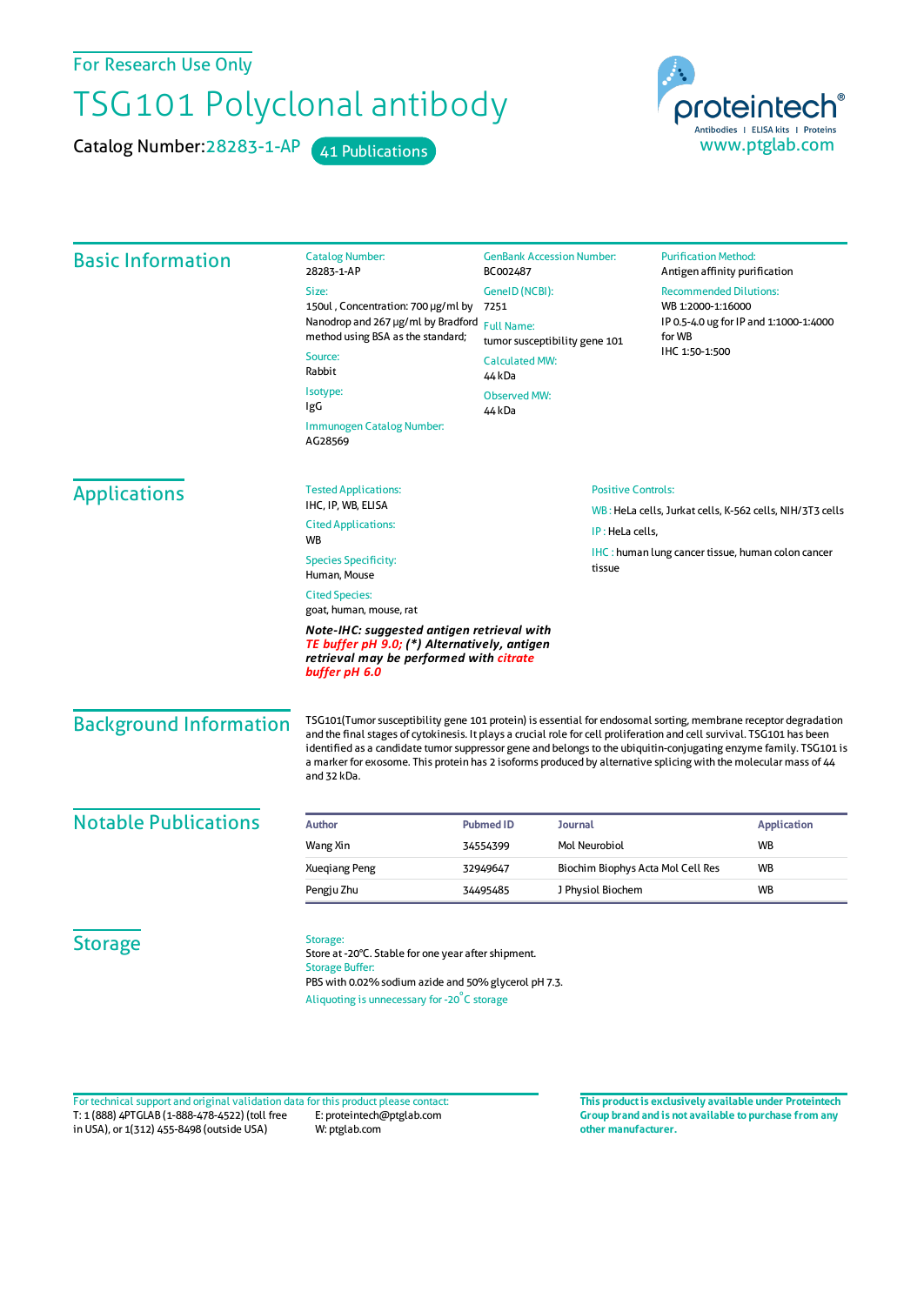For Research Use Only

# TSG101 Polyclonal antibody

Catalog Number: 28283-1-AP    41 Publications

proteintech® Antibodies | ELISA kits | Proteins
www.ptglab.com

## Basic Information

**Catalog Number:**
28283-1-AP

**Size:**
150ul , Concentration: 700 μg/ml by Nanodrop and 267 μg/ml by Bradford method using BSA as the standard;

**Source:**
Rabbit

**Isotype:**
IgG

**Immunogen Catalog Number:**
AG28569

**GenBank Accession Number:**
BC002487

**GeneID (NCBI):**
7251

**Full Name:**
tumor susceptibility gene 101

**Calculated MW:**
44 kDa

**Observed MW:**
44 kDa

**Purification Method:**
Antigen affinity purification

**Recommended Dilutions:**
WB 1:2000-1:16000
IP 0.5-4.0 ug for IP and 1:1000-1:4000 for WB
IHC 1:50-1:500

## Applications

**Tested Applications:**
IHC, IP, WB, ELISA

**Cited Applications:**
WB

**Species Specificity:**
Human, Mouse

**Cited Species:**
goat, human, mouse, rat

***Note-IHC: suggested antigen retrieval with TE buffer pH 9.0; (*) Alternatively, antigen retrieval may be performed with citrate buffer pH 6.0***

**Positive Controls:**

WB : HeLa cells, Jurkat cells, K-562 cells, NIH/3T3 cells

IP : HeLa cells,

IHC : human lung cancer tissue, human colon cancer tissue

## Background Information

TSG101(Tumor susceptibility gene 101 protein) is essential for endosomal sorting, membrane receptor degradation and the final stages of cytokinesis. It plays a crucial role for cell proliferation and cell survival. TSG101 has been identified as a candidate tumor suppressor gene and belongs to the ubiquitin-conjugating enzyme family. TSG101 is a marker for exosome. This protein has 2 isoforms produced by alternative splicing with the molecular mass of 44 and 32 kDa.

## Notable Publications

| Author | Pubmed ID | Journal | Application |
|---|---|---|---|
| Wang Xin | 34554399 | Mol Neurobiol | WB |
| Xueqiang Peng | 32949647 | Biochim Biophys Acta Mol Cell Res | WB |
| Pengju Zhu | 34495485 | J Physiol Biochem | WB |

## Storage

**Storage:**
Store at -20°C. Stable for one year after shipment.

**Storage Buffer:**
PBS with 0.02% sodium azide and 50% glycerol pH 7.3.

Aliquoting is unnecessary for -20°C storage

For technical support and original validation data for this product please contact:
T: 1 (888) 4PTGLAB (1-888-478-4522) (toll free in USA), or 1(312) 455-8498 (outside USA)
E: proteintech@ptglab.com
W: ptglab.com

**This product is exclusively available under Proteintech Group brand and is not available to purchase from any other manufacturer.**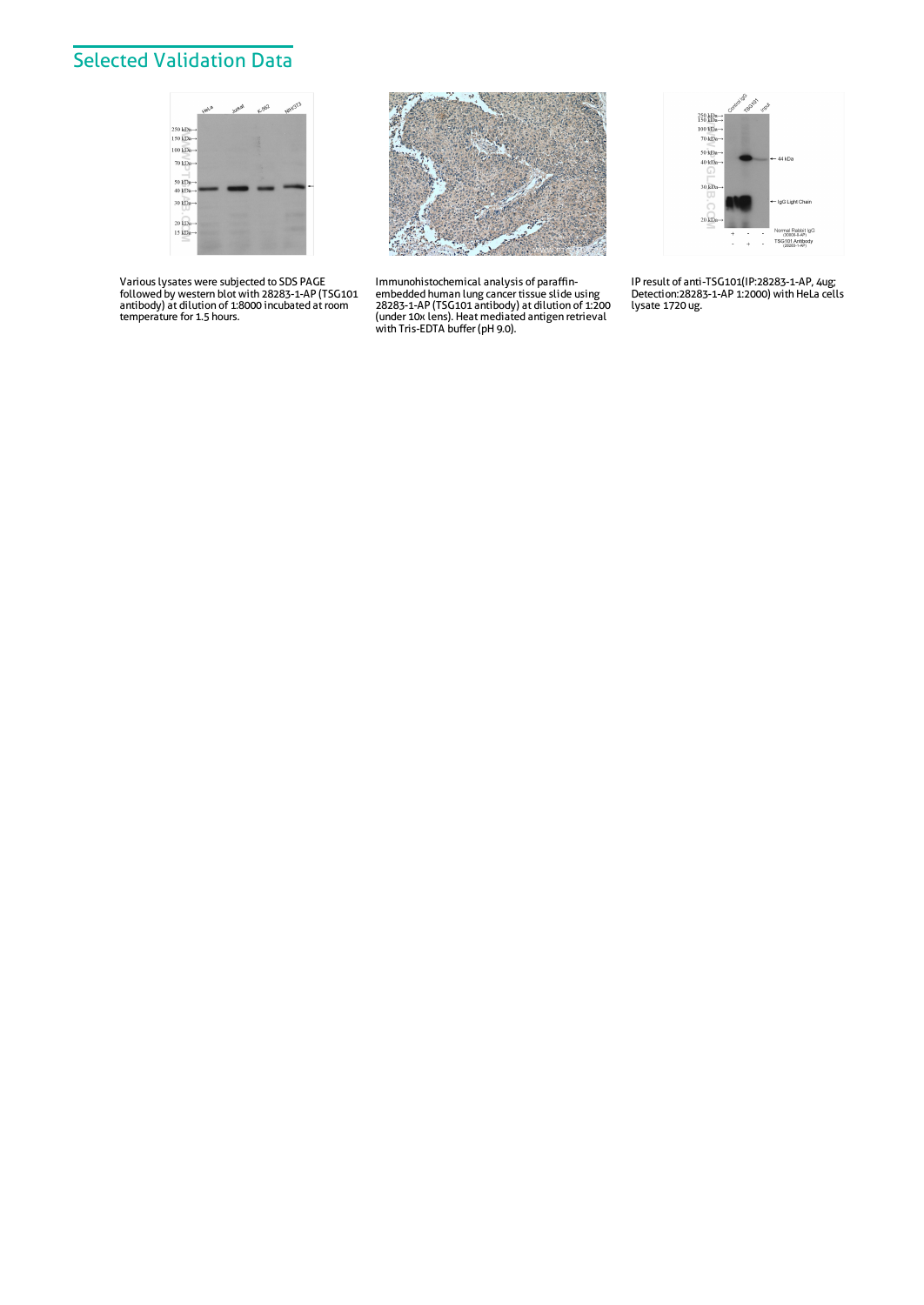## Selected Validation Data

Various lysates were subjected to SDS PAGE followed by western blot with 28283-1-AP (TSG101 antibody) at dilution of 1:8000 incubated at room temperature for 1.5 hours.

Immunohistochemical analysis of paraffin-embedded human lung cancer tissue slide using 28283-1-AP (TSG101 antibody) at dilution of 1:200 (under 10x lens). Heat mediated antigen retrieval with Tris-EDTA buffer (pH 9.0).

IP result of anti-TSG101(IP:28283-1-AP, 4ug; Detection:28283-1-AP 1:2000) with HeLa cells lysate 1720 ug.